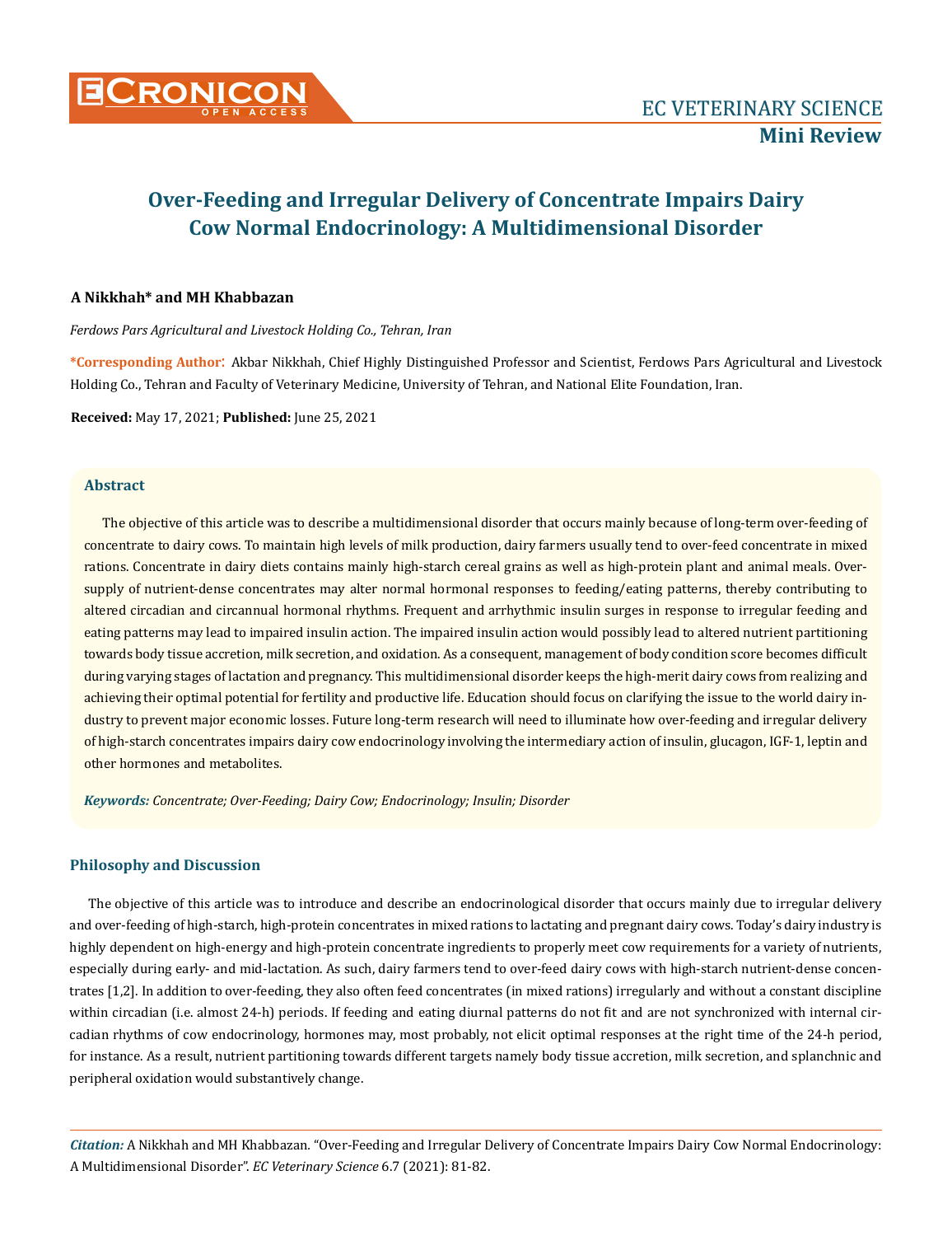EC VETERINARY SCIENCE

**Mini Review**

# Over-Feeding and Irregular Delivery of Concentrate Impairs Dairy Cow Normal Endocrinology: A Multidimensional Disorder

**A Nikkhah\* and MH Khabbazan**

*Ferdows Pars Agricultural and Livestock Holding Co., Tehran, Iran*

**\*Corresponding Author:** Akbar Nikkhah, Chief Highly Distinguished Professor and Scientist, Ferdows Pars Agricultural and Livestock Holding Co., Tehran and Faculty of Veterinary Medicine, University of Tehran, and National Elite Foundation, Iran.

**Received:** May 17, 2021; **Published:** June 25, 2021

## Abstract

The objective of this article was to describe a multidimensional disorder that occurs mainly because of long-term over-feeding of concentrate to dairy cows. To maintain high levels of milk production, dairy farmers usually tend to over-feed concentrate in mixed rations. Concentrate in dairy diets contains mainly high-starch cereal grains as well as high-protein plant and animal meals. Over-supply of nutrient-dense concentrates may alter normal hormonal responses to feeding/eating patterns, thereby contributing to altered circadian and circannual hormonal rhythms. Frequent and arrhythmic insulin surges in response to irregular feeding and eating patterns may lead to impaired insulin action. The impaired insulin action would possibly lead to altered nutrient partitioning towards body tissue accretion, milk secretion, and oxidation. As a consequent, management of body condition score becomes difficult during varying stages of lactation and pregnancy. This multidimensional disorder keeps the high-merit dairy cows from realizing and achieving their optimal potential for fertility and productive life. Education should focus on clarifying the issue to the world dairy industry to prevent major economic losses. Future long-term research will need to illuminate how over-feeding and irregular delivery of high-starch concentrates impairs dairy cow endocrinology involving the intermediary action of insulin, glucagon, IGF-1, leptin and other hormones and metabolites.

***Keywords:*** *Concentrate; Over-Feeding; Dairy Cow; Endocrinology; Insulin; Disorder*

## Philosophy and Discussion

The objective of this article was to introduce and describe an endocrinological disorder that occurs mainly due to irregular delivery and over-feeding of high-starch, high-protein concentrates in mixed rations to lactating and pregnant dairy cows. Today's dairy industry is highly dependent on high-energy and high-protein concentrate ingredients to properly meet cow requirements for a variety of nutrients, especially during early- and mid-lactation. As such, dairy farmers tend to over-feed dairy cows with high-starch nutrient-dense concentrates [1,2]. In addition to over-feeding, they also often feed concentrates (in mixed rations) irregularly and without a constant discipline within circadian (i.e. almost 24-h) periods. If feeding and eating diurnal patterns do not fit and are not synchronized with internal circadian rhythms of cow endocrinology, hormones may, most probably, not elicit optimal responses at the right time of the 24-h period, for instance. As a result, nutrient partitioning towards different targets namely body tissue accretion, milk secretion, and splanchnic and peripheral oxidation would substantively change.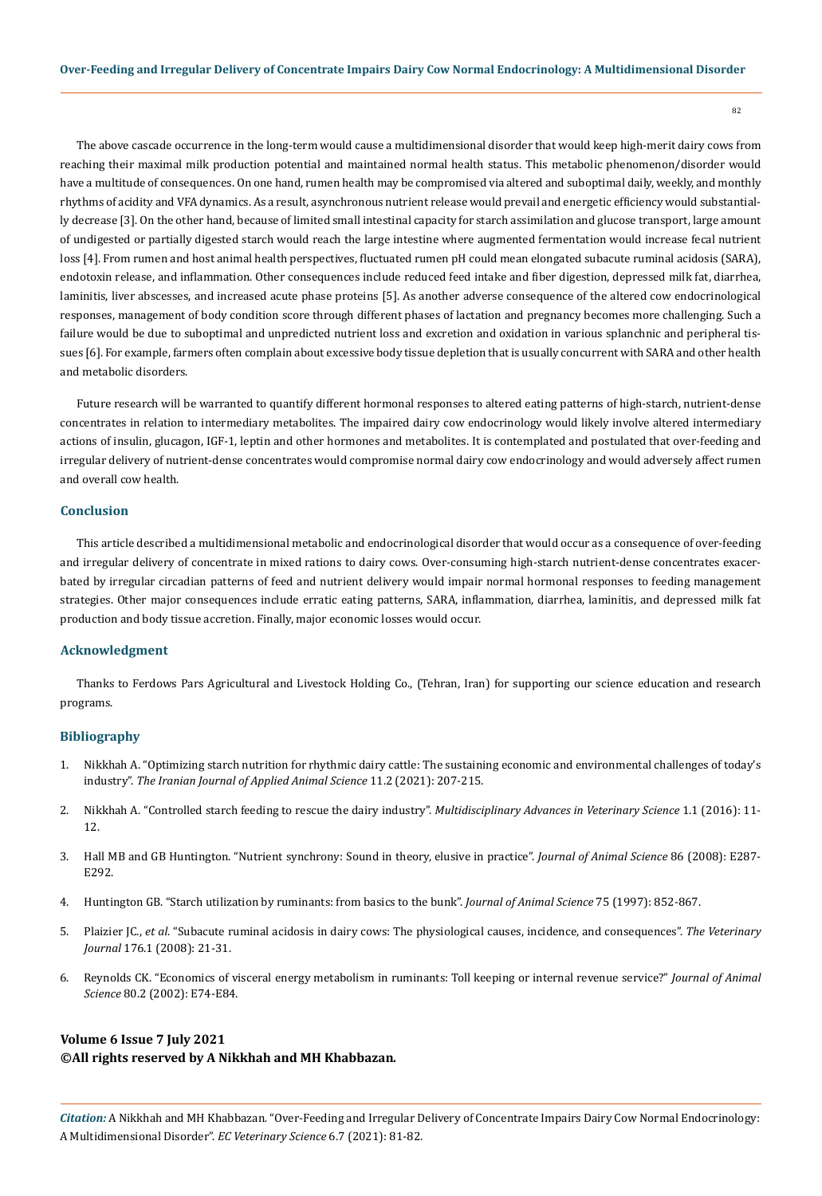The above cascade occurrence in the long-term would cause a multidimensional disorder that would keep high-merit dairy cows from reaching their maximal milk production potential and maintained normal health status. This metabolic phenomenon/disorder would have a multitude of consequences. On one hand, rumen health may be compromised via altered and suboptimal daily, weekly, and monthly rhythms of acidity and VFA dynamics. As a result, asynchronous nutrient release would prevail and energetic efficiency would substantially decrease [3]. On the other hand, because of limited small intestinal capacity for starch assimilation and glucose transport, large amount of undigested or partially digested starch would reach the large intestine where augmented fermentation would increase fecal nutrient loss [4]. From rumen and host animal health perspectives, fluctuated rumen pH could mean elongated subacute ruminal acidosis (SARA), endotoxin release, and inflammation. Other consequences include reduced feed intake and fiber digestion, depressed milk fat, diarrhea, laminitis, liver abscesses, and increased acute phase proteins [5]. As another adverse consequence of the altered cow endocrinological responses, management of body condition score through different phases of lactation and pregnancy becomes more challenging. Such a failure would be due to suboptimal and unpredicted nutrient loss and excretion and oxidation in various splanchnic and peripheral tissues [6]. For example, farmers often complain about excessive body tissue depletion that is usually concurrent with SARA and other health and metabolic disorders.

Future research will be warranted to quantify different hormonal responses to altered eating patterns of high-starch, nutrient-dense concentrates in relation to intermediary metabolites. The impaired dairy cow endocrinology would likely involve altered intermediary actions of insulin, glucagon, IGF-1, leptin and other hormones and metabolites. It is contemplated and postulated that over-feeding and irregular delivery of nutrient-dense concentrates would compromise normal dairy cow endocrinology and would adversely affect rumen and overall cow health.

## Conclusion

This article described a multidimensional metabolic and endocrinological disorder that would occur as a consequence of over-feeding and irregular delivery of concentrate in mixed rations to dairy cows. Over-consuming high-starch nutrient-dense concentrates exacerbated by irregular circadian patterns of feed and nutrient delivery would impair normal hormonal responses to feeding management strategies. Other major consequences include erratic eating patterns, SARA, inflammation, diarrhea, laminitis, and depressed milk fat production and body tissue accretion. Finally, major economic losses would occur.

## Acknowledgment

Thanks to Ferdows Pars Agricultural and Livestock Holding Co., (Tehran, Iran) for supporting our science education and research programs.

## Bibliography

1. Nikkhah A. "Optimizing starch nutrition for rhythmic dairy cattle: The sustaining economic and environmental challenges of today's industry". *The Iranian Journal of Applied Animal Science* 11.2 (2021): 207-215.
2. Nikkhah A. "Controlled starch feeding to rescue the dairy industry". *Multidisciplinary Advances in Veterinary Science* 1.1 (2016): 11-12.
3. Hall MB and GB Huntington. "Nutrient synchrony: Sound in theory, elusive in practice". *Journal of Animal Science* 86 (2008): E287-E292.
4. Huntington GB. "Starch utilization by ruminants: from basics to the bunk". *Journal of Animal Science* 75 (1997): 852-867.
5. Plaizier JC., *et al*. "Subacute ruminal acidosis in dairy cows: The physiological causes, incidence, and consequences". *The Veterinary Journal* 176.1 (2008): 21-31.
6. Reynolds CK. "Economics of visceral energy metabolism in ruminants: Toll keeping or internal revenue service?" *Journal of Animal Science* 80.2 (2002): E74-E84.

**Volume 6 Issue 7 July 2021**
**©All rights reserved by A Nikkhah and MH Khabbazan.**